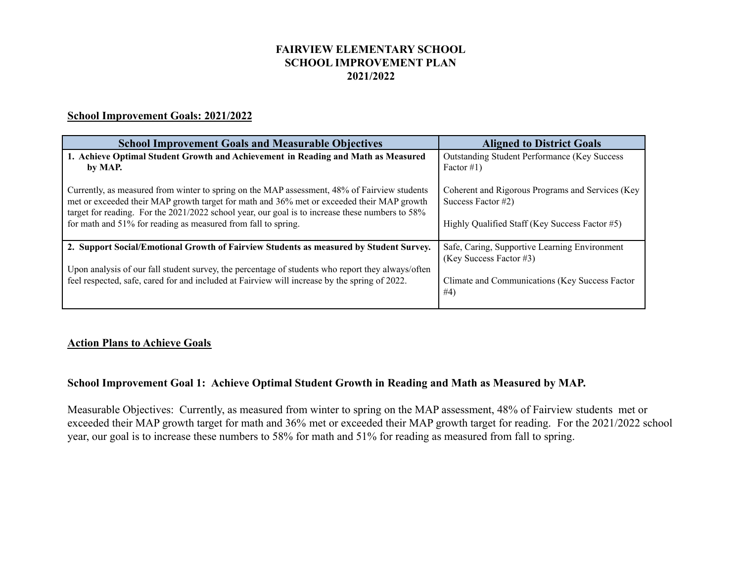# FAIRVIEW ELEMENTARY SCHOOL
# SCHOOL IMPROVEMENT PLAN
# 2021/2022

## School Improvement Goals: 2021/2022

| School Improvement Goals and Measurable Objectives | Aligned to District Goals |
|---|---|
| **1. Achieve Optimal Student Growth and Achievement in Reading and Math as Measured by MAP.**<br><br>Currently, as measured from winter to spring on the MAP assessment, 48% of Fairview students met or exceeded their MAP growth target for math and 36% met or exceeded their MAP growth target for reading. For the 2021/2022 school year, our goal is to increase these numbers to 58% for math and 51% for reading as measured from fall to spring. | Outstanding Student Performance (Key Success Factor #1)<br><br>Coherent and Rigorous Programs and Services (Key Success Factor #2)<br><br>Highly Qualified Staff (Key Success Factor #5) |
| **2. Support Social/Emotional Growth of Fairview Students as measured by Student Survey.**<br><br>Upon analysis of our fall student survey, the percentage of students who report they always/often feel respected, safe, cared for and included at Fairview will increase by the spring of 2022. | Safe, Caring, Supportive Learning Environment (Key Success Factor #3)<br><br>Climate and Communications (Key Success Factor #4) |

## Action Plans to Achieve Goals

### School Improvement Goal 1: Achieve Optimal Student Growth in Reading and Math as Measured by MAP.

Measurable Objectives: Currently, as measured from winter to spring on the MAP assessment, 48% of Fairview students met or exceeded their MAP growth target for math and 36% met or exceeded their MAP growth target for reading. For the 2021/2022 school year, our goal is to increase these numbers to 58% for math and 51% for reading as measured from fall to spring.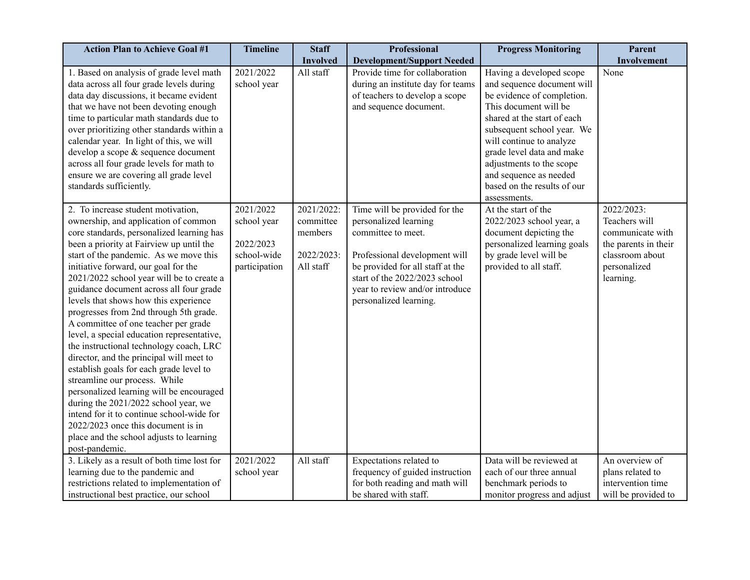| Action Plan to Achieve Goal #1 | Timeline | Staff Involved | Professional Development/Support Needed | Progress Monitoring | Parent Involvement |
|---|---|---|---|---|---|
| 1. Based on analysis of grade level math data across all four grade levels during data day discussions, it became evident that we have not been devoting enough time to particular math standards due to over prioritizing other standards within a calendar year. In light of this, we will develop a scope & sequence document across all four grade levels for math to ensure we are covering all grade level standards sufficiently. | 2021/2022 school year | All staff | Provide time for collaboration during an institute day for teams of teachers to develop a scope and sequence document. | Having a developed scope and sequence document will be evidence of completion. This document will be shared at the start of each subsequent school year. We will continue to analyze grade level data and make adjustments to the scope and sequence as needed based on the results of our assessments. | None |
| 2. To increase student motivation, ownership, and application of common core standards, personalized learning has been a priority at Fairview up until the start of the pandemic. As we move this initiative forward, our goal for the 2021/2022 school year will be to create a guidance document across all four grade levels that shows how this experience progresses from 2nd through 5th grade. A committee of one teacher per grade level, a special education representative, the instructional technology coach, LRC director, and the principal will meet to establish goals for each grade level to streamline our process. While personalized learning will be encouraged during the 2021/2022 school year, we intend for it to continue school-wide for 2022/2023 once this document is in place and the school adjusts to learning post-pandemic. | 2021/2022 school year<br><br>2022/2023 school-wide participation | 2021/2022: committee members<br><br>2022/2023: All staff | Time will be provided for the personalized learning committee to meet.<br><br>Professional development will be provided for all staff at the start of the 2022/2023 school year to review and/or introduce personalized learning. | At the start of the 2022/2023 school year, a document depicting the personalized learning goals by grade level will be provided to all staff. | 2022/2023: Teachers will communicate with the parents in their classroom about personalized learning. |
| 3. Likely as a result of both time lost for learning due to the pandemic and restrictions related to implementation of instructional best practice, our school | 2021/2022 school year | All staff | Expectations related to frequency of guided instruction for both reading and math will be shared with staff. | Data will be reviewed at each of our three annual benchmark periods to monitor progress and adjust | An overview of plans related to intervention time will be provided to |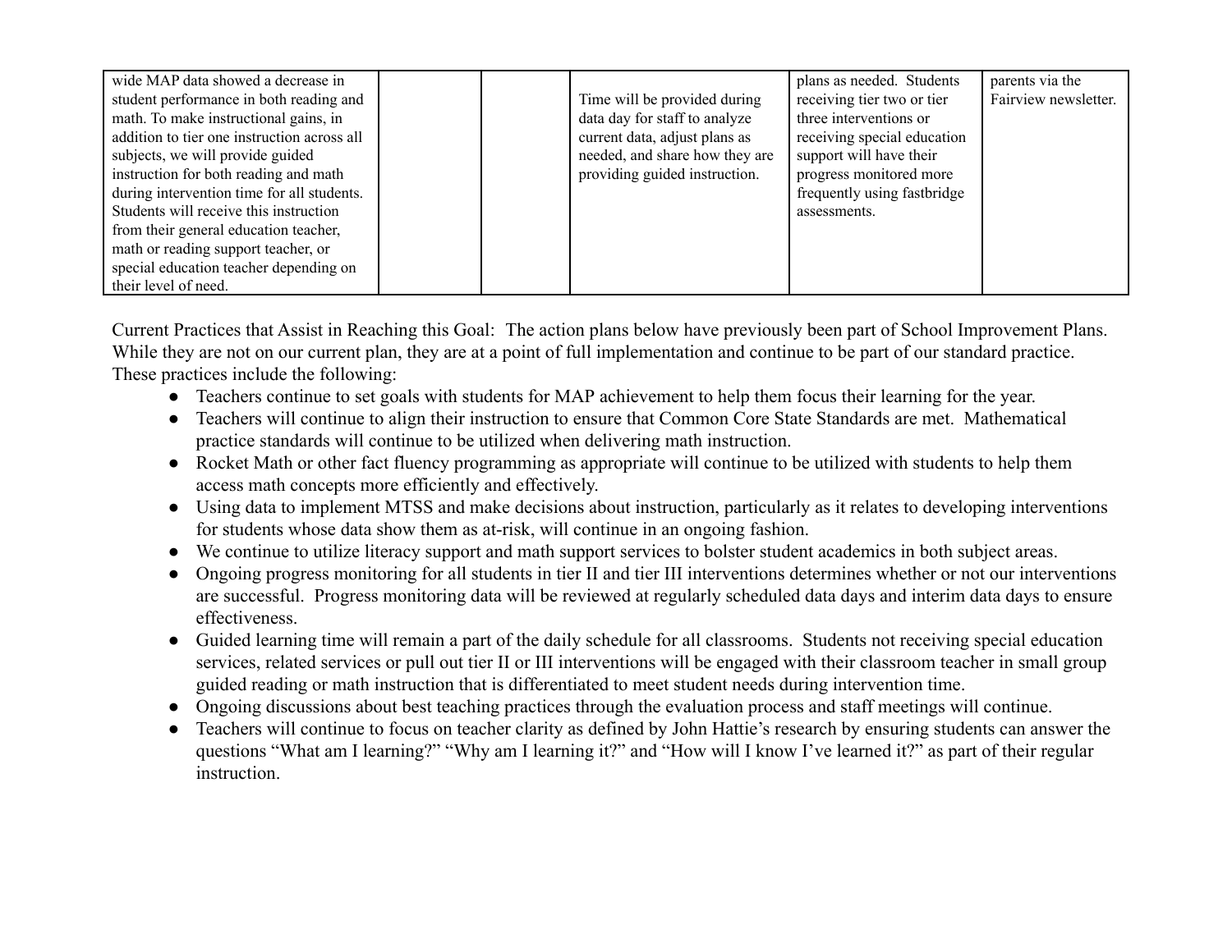| | | | | | |
|---|---|---|---|---|---|
| wide MAP data showed a decrease in student performance in both reading and math. To make instructional gains, in addition to tier one instruction across all subjects, we will provide guided instruction for both reading and math during intervention time for all students. Students will receive this instruction from their general education teacher, math or reading support teacher, or special education teacher depending on their level of need. | | | Time will be provided during data day for staff to analyze current data, adjust plans as needed, and share how they are providing guided instruction. | plans as needed. Students receiving tier two or tier three interventions or receiving special education support will have their progress monitored more frequently using fastbridge assessments. | parents via the Fairview newsletter. |

Current Practices that Assist in Reaching this Goal: The action plans below have previously been part of School Improvement Plans. While they are not on our current plan, they are at a point of full implementation and continue to be part of our standard practice. These practices include the following:

- Teachers continue to set goals with students for MAP achievement to help them focus their learning for the year.
- Teachers will continue to align their instruction to ensure that Common Core State Standards are met. Mathematical practice standards will continue to be utilized when delivering math instruction.
- Rocket Math or other fact fluency programming as appropriate will continue to be utilized with students to help them access math concepts more efficiently and effectively.
- Using data to implement MTSS and make decisions about instruction, particularly as it relates to developing interventions for students whose data show them as at-risk, will continue in an ongoing fashion.
- We continue to utilize literacy support and math support services to bolster student academics in both subject areas.
- Ongoing progress monitoring for all students in tier II and tier III interventions determines whether or not our interventions are successful. Progress monitoring data will be reviewed at regularly scheduled data days and interim data days to ensure effectiveness.
- Guided learning time will remain a part of the daily schedule for all classrooms. Students not receiving special education services, related services or pull out tier II or III interventions will be engaged with their classroom teacher in small group guided reading or math instruction that is differentiated to meet student needs during intervention time.
- Ongoing discussions about best teaching practices through the evaluation process and staff meetings will continue.
- Teachers will continue to focus on teacher clarity as defined by John Hattie's research by ensuring students can answer the questions "What am I learning?" "Why am I learning it?" and "How will I know I've learned it?" as part of their regular instruction.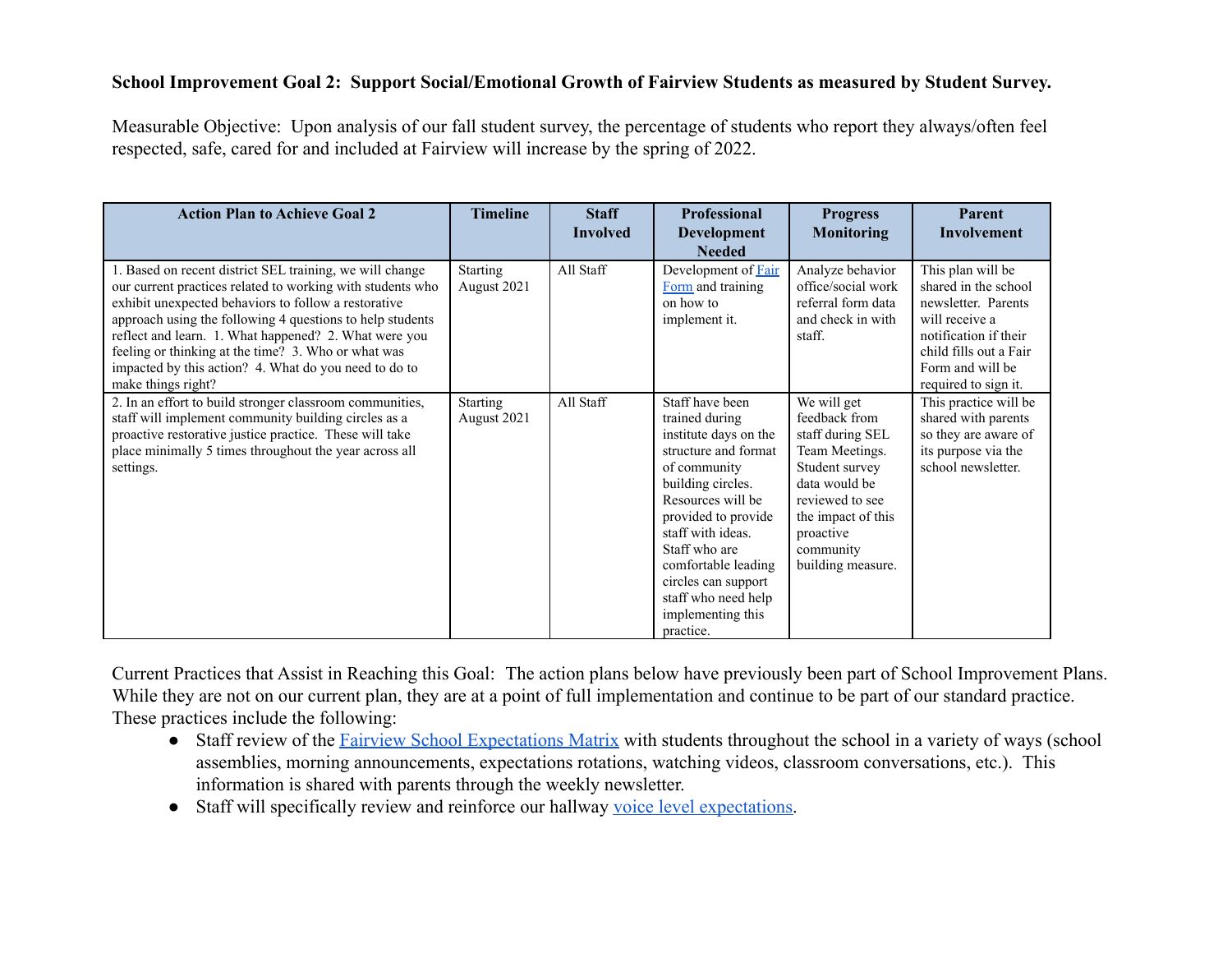**School Improvement Goal 2: Support Social/Emotional Growth of Fairview Students as measured by Student Survey.**

Measurable Objective: Upon analysis of our fall student survey, the percentage of students who report they always/often feel respected, safe, cared for and included at Fairview will increase by the spring of 2022.

| Action Plan to Achieve Goal 2 | Timeline | Staff Involved | Professional Development Needed | Progress Monitoring | Parent Involvement |
|---|---|---|---|---|---|
| 1. Based on recent district SEL training, we will change our current practices related to working with students who exhibit unexpected behaviors to follow a restorative approach using the following 4 questions to help students reflect and learn. 1. What happened? 2. What were you feeling or thinking at the time? 3. Who or what was impacted by this action? 4. What do you need to do to make things right? | Starting August 2021 | All Staff | Development of Fair Form and training on how to implement it. | Analyze behavior office/social work referral form data and check in with staff. | This plan will be shared in the school newsletter. Parents will receive a notification if their child fills out a Fair Form and will be required to sign it. |
| 2. In an effort to build stronger classroom communities, staff will implement community building circles as a proactive restorative justice practice. These will take place minimally 5 times throughout the year across all settings. | Starting August 2021 | All Staff | Staff have been trained during institute days on the structure and format of community building circles. Resources will be provided to provide staff with ideas. Staff who are comfortable leading circles can support staff who need help implementing this practice. | We will get feedback from staff during SEL Team Meetings. Student survey data would be reviewed to see the impact of this proactive community building measure. | This practice will be shared with parents so they are aware of its purpose via the school newsletter. |

Current Practices that Assist in Reaching this Goal: The action plans below have previously been part of School Improvement Plans. While they are not on our current plan, they are at a point of full implementation and continue to be part of our standard practice. These practices include the following:

- Staff review of the Fairview School Expectations Matrix with students throughout the school in a variety of ways (school assemblies, morning announcements, expectations rotations, watching videos, classroom conversations, etc.). This information is shared with parents through the weekly newsletter.
- Staff will specifically review and reinforce our hallway voice level expectations.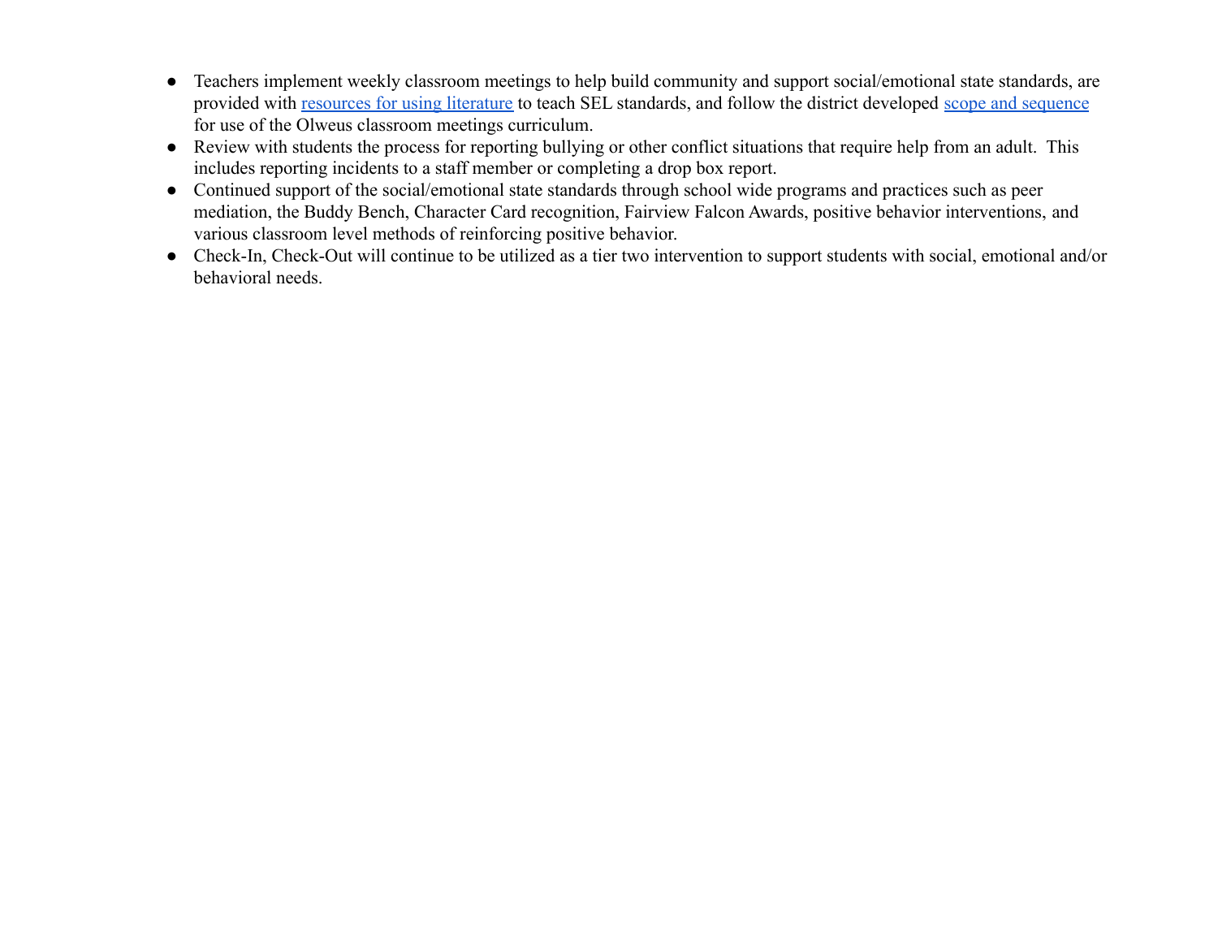- Teachers implement weekly classroom meetings to help build community and support social/emotional state standards, are provided with resources for using literature to teach SEL standards, and follow the district developed scope and sequence for use of the Olweus classroom meetings curriculum.
- Review with students the process for reporting bullying or other conflict situations that require help from an adult. This includes reporting incidents to a staff member or completing a drop box report.
- Continued support of the social/emotional state standards through school wide programs and practices such as peer mediation, the Buddy Bench, Character Card recognition, Fairview Falcon Awards, positive behavior interventions, and various classroom level methods of reinforcing positive behavior.
- Check-In, Check-Out will continue to be utilized as a tier two intervention to support students with social, emotional and/or behavioral needs.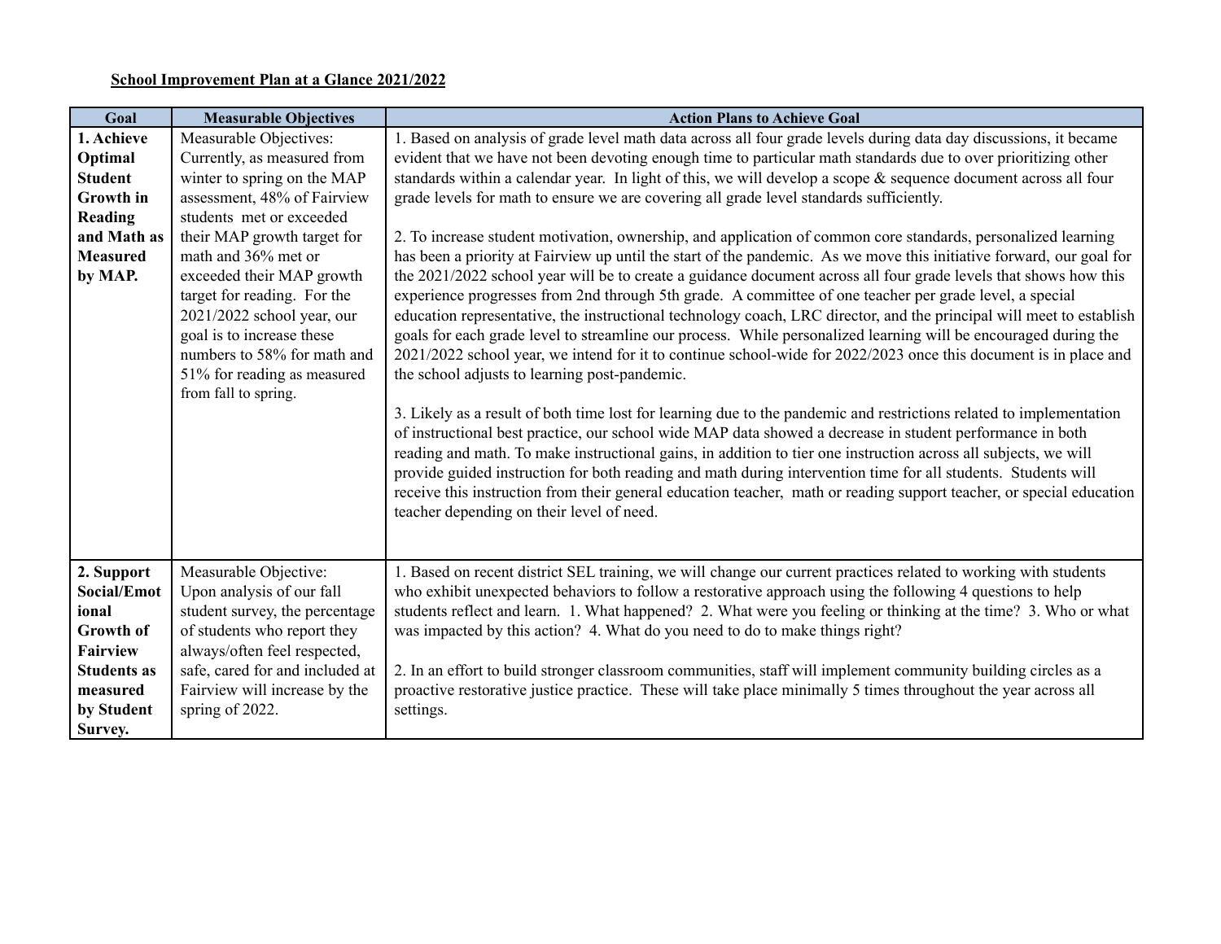**School Improvement Plan at a Glance 2021/2022**

| Goal | Measurable Objectives | Action Plans to Achieve Goal |
|---|---|---|
| **1. Achieve Optimal Student Growth in Reading and Math as Measured by MAP.** | Measurable Objectives: Currently, as measured from winter to spring on the MAP assessment, 48% of Fairview students met or exceeded their MAP growth target for math and 36% met or exceeded their MAP growth target for reading. For the 2021/2022 school year, our goal is to increase these numbers to 58% for math and 51% for reading as measured from fall to spring. | 1. Based on analysis of grade level math data across all four grade levels during data day discussions, it became evident that we have not been devoting enough time to particular math standards due to over prioritizing other standards within a calendar year. In light of this, we will develop a scope & sequence document across all four grade levels for math to ensure we are covering all grade level standards sufficiently.<br><br>2. To increase student motivation, ownership, and application of common core standards, personalized learning has been a priority at Fairview up until the start of the pandemic. As we move this initiative forward, our goal for the 2021/2022 school year will be to create a guidance document across all four grade levels that shows how this experience progresses from 2nd through 5th grade. A committee of one teacher per grade level, a special education representative, the instructional technology coach, LRC director, and the principal will meet to establish goals for each grade level to streamline our process. While personalized learning will be encouraged during the 2021/2022 school year, we intend for it to continue school-wide for 2022/2023 once this document is in place and the school adjusts to learning post-pandemic.<br><br>3. Likely as a result of both time lost for learning due to the pandemic and restrictions related to implementation of instructional best practice, our school wide MAP data showed a decrease in student performance in both reading and math. To make instructional gains, in addition to tier one instruction across all subjects, we will provide guided instruction for both reading and math during intervention time for all students. Students will receive this instruction from their general education teacher, math or reading support teacher, or special education teacher depending on their level of need. |
| **2. Support Social/Emotional Growth of Fairview Students as measured by Student Survey.** | Measurable Objective: Upon analysis of our fall student survey, the percentage of students who report they always/often feel respected, safe, cared for and included at Fairview will increase by the spring of 2022. | 1. Based on recent district SEL training, we will change our current practices related to working with students who exhibit unexpected behaviors to follow a restorative approach using the following 4 questions to help students reflect and learn. 1. What happened? 2. What were you feeling or thinking at the time? 3. Who or what was impacted by this action? 4. What do you need to do to make things right?<br><br>2. In an effort to build stronger classroom communities, staff will implement community building circles as a proactive restorative justice practice. These will take place minimally 5 times throughout the year across all settings. |